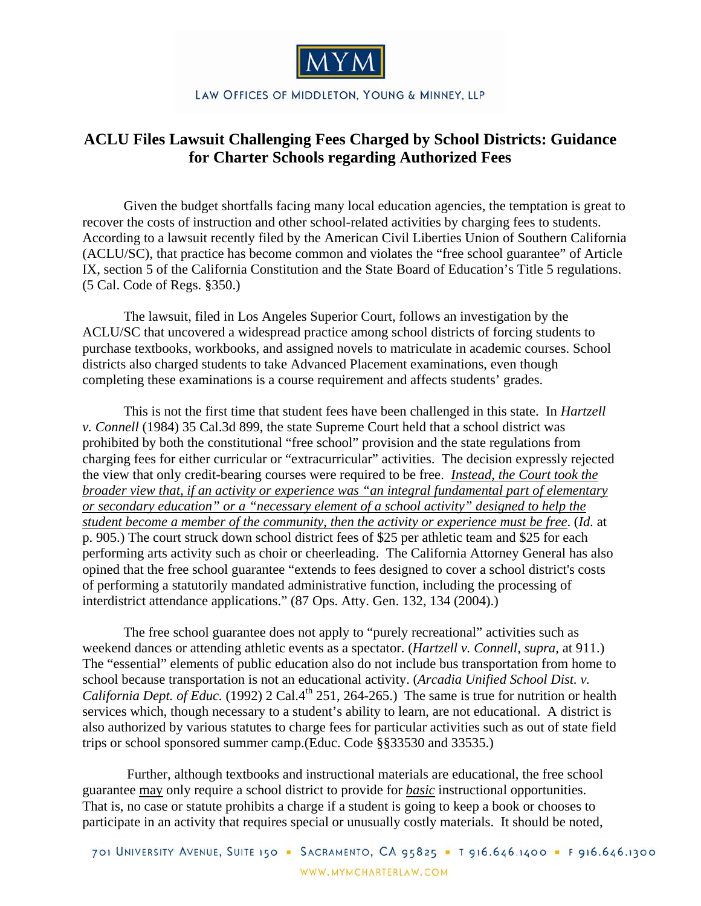MYM

LAW OFFICES OF MIDDLETON, YOUNG & MINNEY, LLP

# ACLU Files Lawsuit Challenging Fees Charged by School Districts: Guidance for Charter Schools regarding Authorized Fees

Given the budget shortfalls facing many local education agencies, the temptation is great to recover the costs of instruction and other school-related activities by charging fees to students. According to a lawsuit recently filed by the American Civil Liberties Union of Southern California (ACLU/SC), that practice has become common and violates the "free school guarantee" of Article IX, section 5 of the California Constitution and the State Board of Education's Title 5 regulations. (5 Cal. Code of Regs. §350.)

The lawsuit, filed in Los Angeles Superior Court, follows an investigation by the ACLU/SC that uncovered a widespread practice among school districts of forcing students to purchase textbooks, workbooks, and assigned novels to matriculate in academic courses. School districts also charged students to take Advanced Placement examinations, even though completing these examinations is a course requirement and affects students' grades.

This is not the first time that student fees have been challenged in this state. In *Hartzell v. Connell* (1984) 35 Cal.3d 899, the state Supreme Court held that a school district was prohibited by both the constitutional "free school" provision and the state regulations from charging fees for either curricular or "extracurricular" activities. The decision expressly rejected the view that only credit-bearing courses were required to be free. *Instead, the Court took the broader view that, if an activity or experience was "an integral fundamental part of elementary or secondary education" or a "necessary element of a school activity" designed to help the student become a member of the community, then the activity or experience must be free*. (*Id.* at p. 905.) The court struck down school district fees of $25 per athletic team and $25 for each performing arts activity such as choir or cheerleading. The California Attorney General has also opined that the free school guarantee "extends to fees designed to cover a school district's costs of performing a statutorily mandated administrative function, including the processing of interdistrict attendance applications." (87 Ops. Atty. Gen. 132, 134 (2004).)

The free school guarantee does not apply to "purely recreational" activities such as weekend dances or attending athletic events as a spectator. (*Hartzell v. Connell, supra*, at 911.) The "essential" elements of public education also do not include bus transportation from home to school because transportation is not an educational activity. (*Arcadia Unified School Dist. v. California Dept. of Educ.* (1992) 2 Cal.4th 251, 264-265.) The same is true for nutrition or health services which, though necessary to a student's ability to learn, are not educational. A district is also authorized by various statutes to charge fees for particular activities such as out of state field trips or school sponsored summer camp.(Educ. Code §§33530 and 33535.)

Further, although textbooks and instructional materials are educational, the free school guarantee may only require a school district to provide for ***basic*** instructional opportunities. That is, no case or statute prohibits a charge if a student is going to keep a book or chooses to participate in an activity that requires special or unusually costly materials. It should be noted,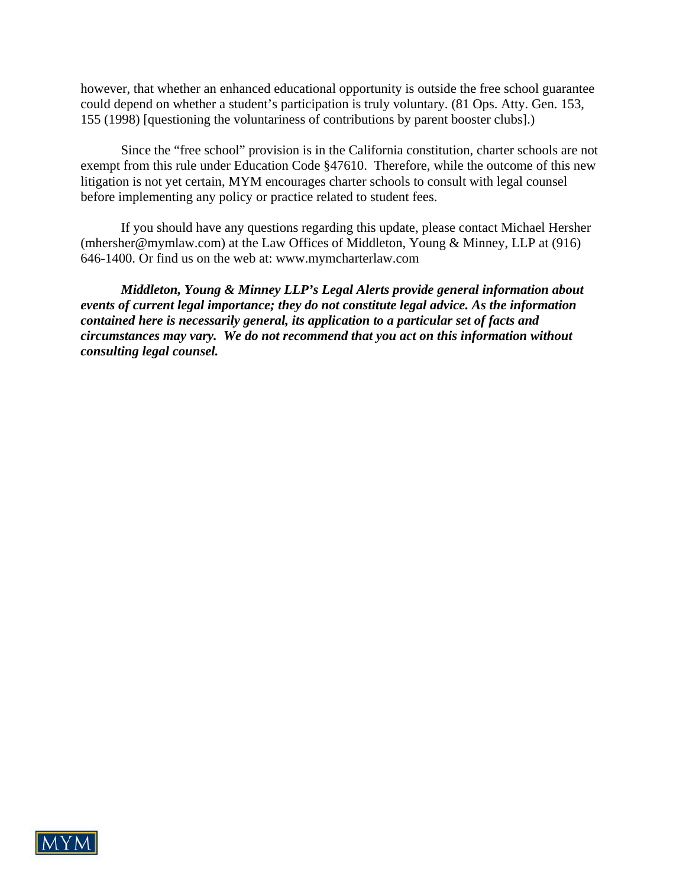however, that whether an enhanced educational opportunity is outside the free school guarantee could depend on whether a student's participation is truly voluntary. (81 Ops. Atty. Gen. 153, 155 (1998) [questioning the voluntariness of contributions by parent booster clubs].)

Since the "free school" provision is in the California constitution, charter schools are not exempt from this rule under Education Code §47610. Therefore, while the outcome of this new litigation is not yet certain, MYM encourages charter schools to consult with legal counsel before implementing any policy or practice related to student fees.

If you should have any questions regarding this update, please contact Michael Hersher (mhersher@mymlaw.com) at the Law Offices of Middleton, Young & Minney, LLP at (916) 646-1400. Or find us on the web at: www.mymcharterlaw.com

***Middleton, Young & Minney LLP's Legal Alerts provide general information about events of current legal importance; they do not constitute legal advice. As the information contained here is necessarily general, its application to a particular set of facts and circumstances may vary. We do not recommend that you act on this information without consulting legal counsel.***